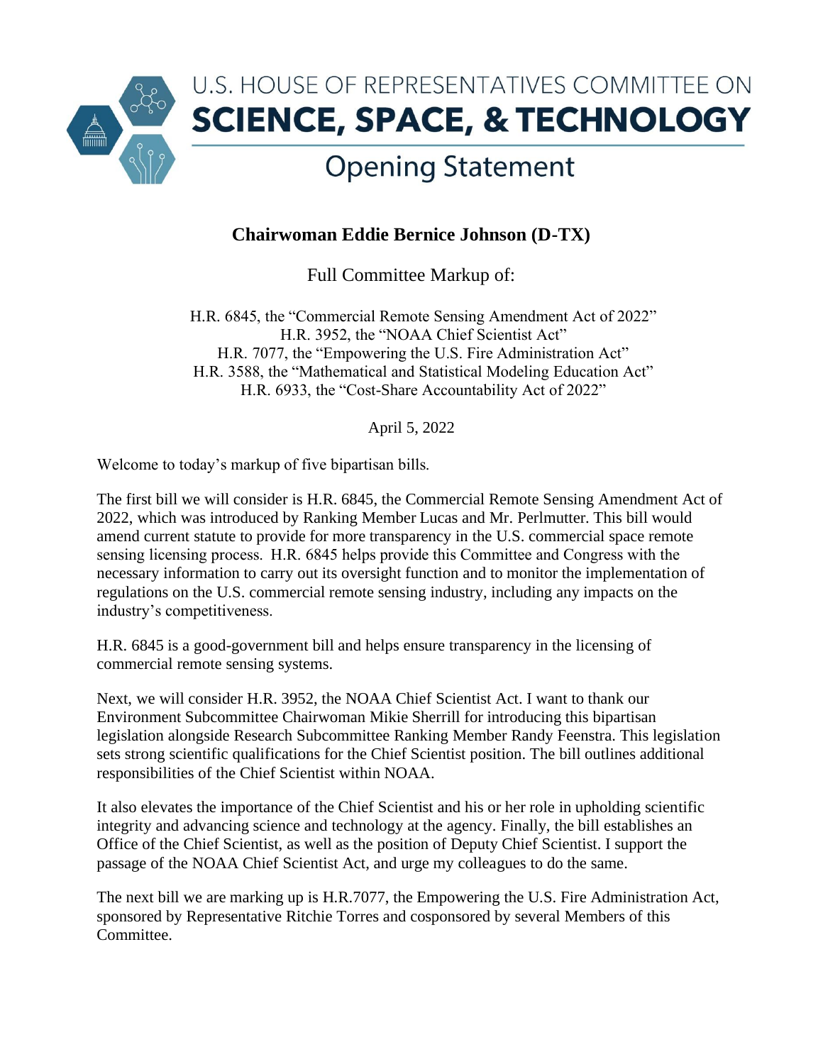# U.S. HOUSE OF REPRESENTATIVES COMMITTEE ON SCIENCE, SPACE, & TECHNOLOGY

## Opening Statement

**Chairwoman Eddie Bernice Johnson (D-TX)**

Full Committee Markup of:

H.R. 6845, the "Commercial Remote Sensing Amendment Act of 2022"
H.R. 3952, the "NOAA Chief Scientist Act"
H.R. 7077, the "Empowering the U.S. Fire Administration Act"
H.R. 3588, the "Mathematical and Statistical Modeling Education Act"
H.R. 6933, the "Cost-Share Accountability Act of 2022"

April 5, 2022

Welcome to today's markup of five bipartisan bills.

The first bill we will consider is H.R. 6845, the Commercial Remote Sensing Amendment Act of 2022, which was introduced by Ranking Member Lucas and Mr. Perlmutter. This bill would amend current statute to provide for more transparency in the U.S. commercial space remote sensing licensing process. H.R. 6845 helps provide this Committee and Congress with the necessary information to carry out its oversight function and to monitor the implementation of regulations on the U.S. commercial remote sensing industry, including any impacts on the industry's competitiveness.

H.R. 6845 is a good-government bill and helps ensure transparency in the licensing of commercial remote sensing systems.

Next, we will consider H.R. 3952, the NOAA Chief Scientist Act. I want to thank our Environment Subcommittee Chairwoman Mikie Sherrill for introducing this bipartisan legislation alongside Research Subcommittee Ranking Member Randy Feenstra. This legislation sets strong scientific qualifications for the Chief Scientist position. The bill outlines additional responsibilities of the Chief Scientist within NOAA.

It also elevates the importance of the Chief Scientist and his or her role in upholding scientific integrity and advancing science and technology at the agency. Finally, the bill establishes an Office of the Chief Scientist, as well as the position of Deputy Chief Scientist. I support the passage of the NOAA Chief Scientist Act, and urge my colleagues to do the same.

The next bill we are marking up is H.R.7077, the Empowering the U.S. Fire Administration Act, sponsored by Representative Ritchie Torres and cosponsored by several Members of this Committee.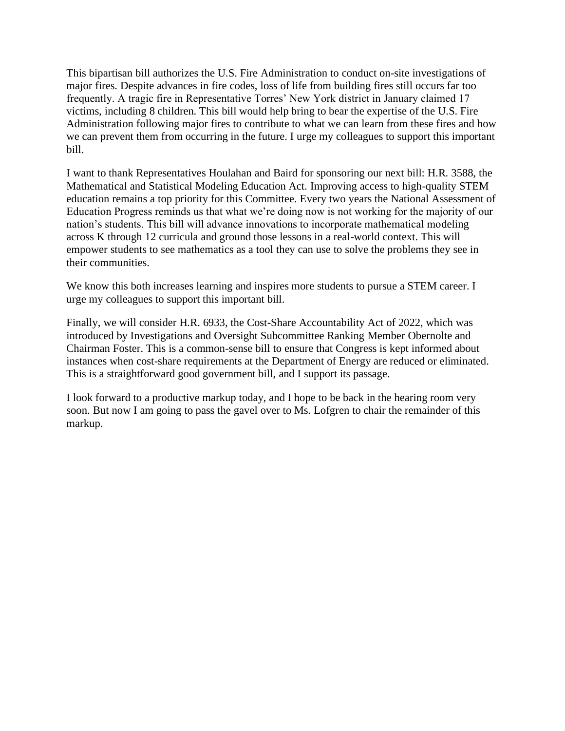This bipartisan bill authorizes the U.S. Fire Administration to conduct on-site investigations of major fires. Despite advances in fire codes, loss of life from building fires still occurs far too frequently. A tragic fire in Representative Torres' New York district in January claimed 17 victims, including 8 children. This bill would help bring to bear the expertise of the U.S. Fire Administration following major fires to contribute to what we can learn from these fires and how we can prevent them from occurring in the future. I urge my colleagues to support this important bill.

I want to thank Representatives Houlahan and Baird for sponsoring our next bill: H.R. 3588, the Mathematical and Statistical Modeling Education Act. Improving access to high-quality STEM education remains a top priority for this Committee. Every two years the National Assessment of Education Progress reminds us that what we're doing now is not working for the majority of our nation's students. This bill will advance innovations to incorporate mathematical modeling across K through 12 curricula and ground those lessons in a real-world context. This will empower students to see mathematics as a tool they can use to solve the problems they see in their communities.

We know this both increases learning and inspires more students to pursue a STEM career. I urge my colleagues to support this important bill.

Finally, we will consider H.R. 6933, the Cost-Share Accountability Act of 2022, which was introduced by Investigations and Oversight Subcommittee Ranking Member Obernolte and Chairman Foster. This is a common-sense bill to ensure that Congress is kept informed about instances when cost-share requirements at the Department of Energy are reduced or eliminated. This is a straightforward good government bill, and I support its passage.

I look forward to a productive markup today, and I hope to be back in the hearing room very soon. But now I am going to pass the gavel over to Ms. Lofgren to chair the remainder of this markup.